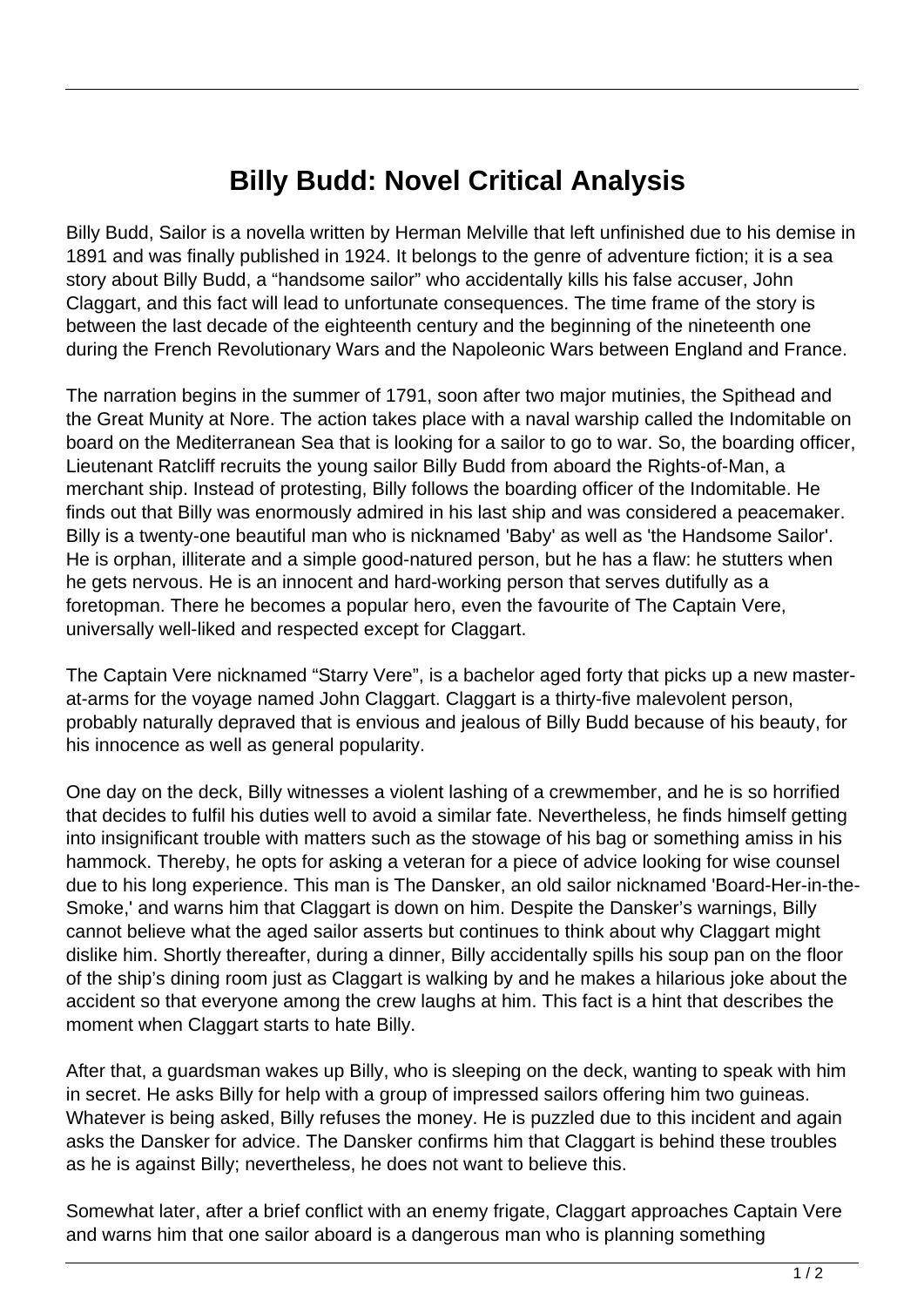# Billy Budd: Novel Critical Analysis

Billy Budd, Sailor is a novella written by Herman Melville that left unfinished due to his demise in 1891 and was finally published in 1924. It belongs to the genre of adventure fiction; it is a sea story about Billy Budd, a "handsome sailor" who accidentally kills his false accuser, John Claggart, and this fact will lead to unfortunate consequences. The time frame of the story is between the last decade of the eighteenth century and the beginning of the nineteenth one during the French Revolutionary Wars and the Napoleonic Wars between England and France.

The narration begins in the summer of 1791, soon after two major mutinies, the Spithead and the Great Munity at Nore. The action takes place with a naval warship called the Indomitable on board on the Mediterranean Sea that is looking for a sailor to go to war. So, the boarding officer, Lieutenant Ratcliff recruits the young sailor Billy Budd from aboard the Rights-of-Man, a merchant ship. Instead of protesting, Billy follows the boarding officer of the Indomitable. He finds out that Billy was enormously admired in his last ship and was considered a peacemaker. Billy is a twenty-one beautiful man who is nicknamed 'Baby' as well as 'the Handsome Sailor'. He is orphan, illiterate and a simple good-natured person, but he has a flaw: he stutters when he gets nervous. He is an innocent and hard-working person that serves dutifully as a foretopman. There he becomes a popular hero, even the favourite of The Captain Vere, universally well-liked and respected except for Claggart.

The Captain Vere nicknamed "Starry Vere", is a bachelor aged forty that picks up a new master-at-arms for the voyage named John Claggart. Claggart is a thirty-five malevolent person, probably naturally depraved that is envious and jealous of Billy Budd because of his beauty, for his innocence as well as general popularity.

One day on the deck, Billy witnesses a violent lashing of a crewmember, and he is so horrified that decides to fulfil his duties well to avoid a similar fate. Nevertheless, he finds himself getting into insignificant trouble with matters such as the stowage of his bag or something amiss in his hammock. Thereby, he opts for asking a veteran for a piece of advice looking for wise counsel due to his long experience. This man is The Dansker, an old sailor nicknamed 'Board-Her-in-the-Smoke,' and warns him that Claggart is down on him. Despite the Dansker's warnings, Billy cannot believe what the aged sailor asserts but continues to think about why Claggart might dislike him. Shortly thereafter, during a dinner, Billy accidentally spills his soup pan on the floor of the ship's dining room just as Claggart is walking by and he makes a hilarious joke about the accident so that everyone among the crew laughs at him. This fact is a hint that describes the moment when Claggart starts to hate Billy.

After that, a guardsman wakes up Billy, who is sleeping on the deck, wanting to speak with him in secret. He asks Billy for help with a group of impressed sailors offering him two guineas. Whatever is being asked, Billy refuses the money. He is puzzled due to this incident and again asks the Dansker for advice. The Dansker confirms him that Claggart is behind these troubles as he is against Billy; nevertheless, he does not want to believe this.

Somewhat later, after a brief conflict with an enemy frigate, Claggart approaches Captain Vere and warns him that one sailor aboard is a dangerous man who is planning something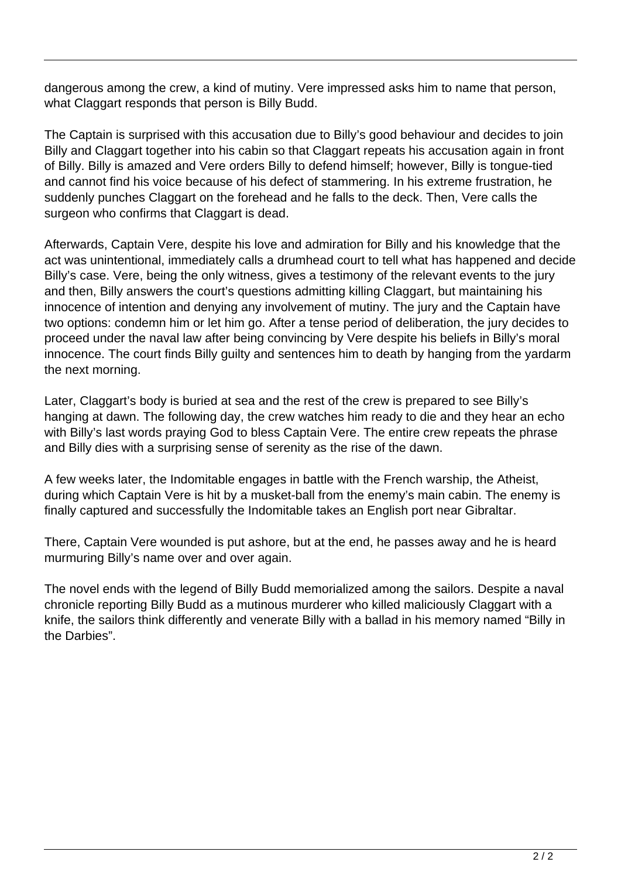dangerous among the crew, a kind of mutiny. Vere impressed asks him to name that person, what Claggart responds that person is Billy Budd.

The Captain is surprised with this accusation due to Billy's good behaviour and decides to join Billy and Claggart together into his cabin so that Claggart repeats his accusation again in front of Billy. Billy is amazed and Vere orders Billy to defend himself; however, Billy is tongue-tied and cannot find his voice because of his defect of stammering. In his extreme frustration, he suddenly punches Claggart on the forehead and he falls to the deck. Then, Vere calls the surgeon who confirms that Claggart is dead.

Afterwards, Captain Vere, despite his love and admiration for Billy and his knowledge that the act was unintentional, immediately calls a drumhead court to tell what has happened and decide Billy's case. Vere, being the only witness, gives a testimony of the relevant events to the jury and then, Billy answers the court's questions admitting killing Claggart, but maintaining his innocence of intention and denying any involvement of mutiny. The jury and the Captain have two options: condemn him or let him go. After a tense period of deliberation, the jury decides to proceed under the naval law after being convincing by Vere despite his beliefs in Billy's moral innocence. The court finds Billy guilty and sentences him to death by hanging from the yardarm the next morning.

Later, Claggart's body is buried at sea and the rest of the crew is prepared to see Billy's hanging at dawn. The following day, the crew watches him ready to die and they hear an echo with Billy's last words praying God to bless Captain Vere. The entire crew repeats the phrase and Billy dies with a surprising sense of serenity as the rise of the dawn.

A few weeks later, the Indomitable engages in battle with the French warship, the Atheist, during which Captain Vere is hit by a musket-ball from the enemy's main cabin. The enemy is finally captured and successfully the Indomitable takes an English port near Gibraltar.

There, Captain Vere wounded is put ashore, but at the end, he passes away and he is heard murmuring Billy's name over and over again.

The novel ends with the legend of Billy Budd memorialized among the sailors. Despite a naval chronicle reporting Billy Budd as a mutinous murderer who killed maliciously Claggart with a knife, the sailors think differently and venerate Billy with a ballad in his memory named "Billy in the Darbies".